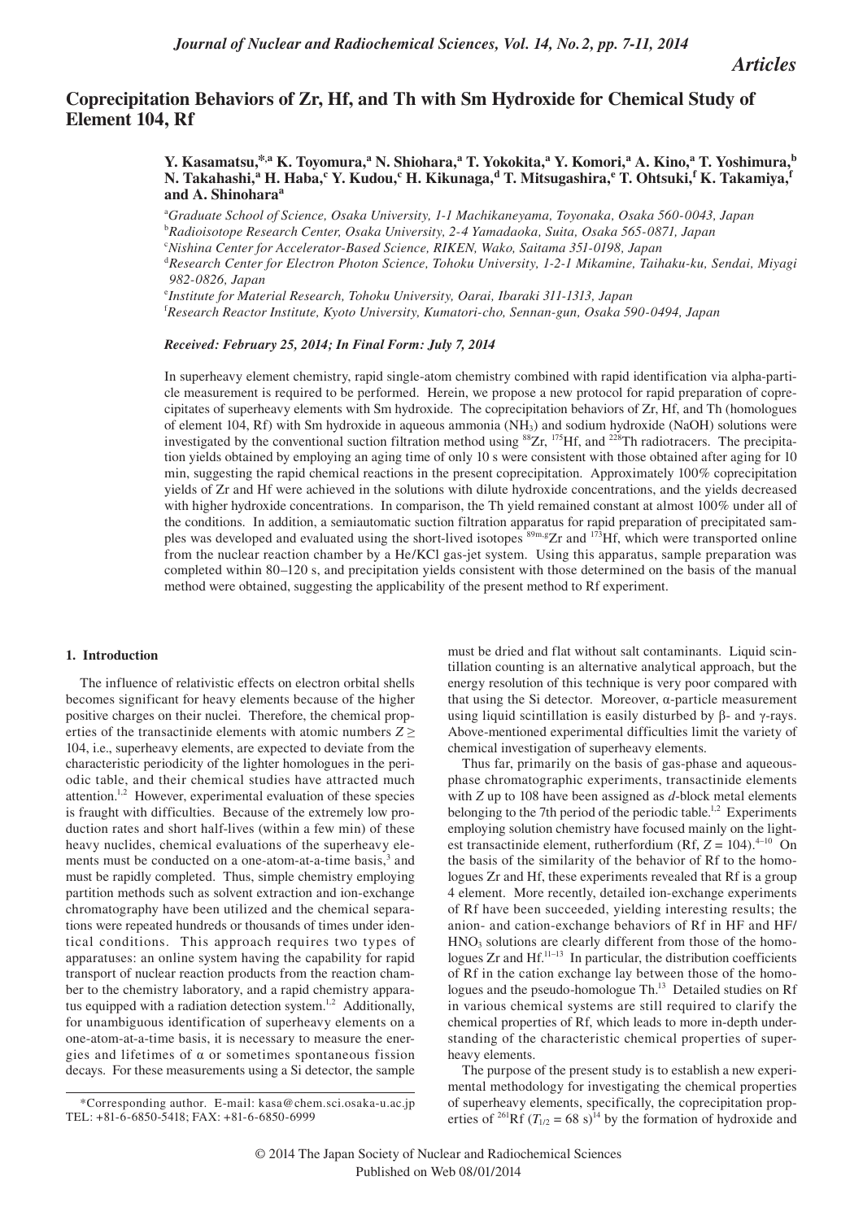*Articles*

# Coprecipitation Behaviors of Zr, Hf, and Th with Sm Hydroxide for Chemical Study of Element 104, Rf

**Y. Kasamatsu,[*,a] K. Toyomura,[a] N. Shiohara,[a] T. Yokokita,[a] Y. Komori,[a] A. Kino,[a] T. Yoshimura,[b] N. Takahashi,[a] H. Haba,[c] Y. Kudou,[c] H. Kikunaga,[d] T. Mitsugashira,[e] T. Ohtsuki,[f] K. Takamiya,[f] and A. Shinohara[a]**

[a]*Graduate School of Science, Osaka University, 1-1 Machikaneyama, Toyonaka, Osaka 560-0043, Japan*
[b]*Radioisotope Research Center, Osaka University, 2-4 Yamadaoka, Suita, Osaka 565-0871, Japan*
[c]*Nishina Center for Accelerator-Based Science, RIKEN, Wako, Saitama 351-0198, Japan*
[d]*Research Center for Electron Photon Science, Tohoku University, 1-2-1 Mikamine, Taihaku-ku, Sendai, Miyagi 982-0826, Japan*
[e]*Institute for Material Research, Tohoku University, Oarai, Ibaraki 311-1313, Japan*
[f]*Research Reactor Institute, Kyoto University, Kumatori-cho, Sennan-gun, Osaka 590-0494, Japan*

***Received: February 25, 2014; In Final Form: July 7, 2014***

In superheavy element chemistry, rapid single-atom chemistry combined with rapid identification via alpha-particle measurement is required to be performed. Herein, we propose a new protocol for rapid preparation of coprecipitates of superheavy elements with Sm hydroxide. The coprecipitation behaviors of Zr, Hf, and Th (homologues of element 104, Rf) with Sm hydroxide in aqueous ammonia ($NH_3$) and sodium hydroxide (NaOH) solutions were investigated by the conventional suction filtration method using $^{88}$Zr, $^{175}$Hf, and $^{228}$Th radiotracers. The precipitation yields obtained by employing an aging time of only 10 s were consistent with those obtained after aging for 10 min, suggesting the rapid chemical reactions in the present coprecipitation. Approximately 100% coprecipitation yields of Zr and Hf were achieved in the solutions with dilute hydroxide concentrations, and the yields decreased with higher hydroxide concentrations. In comparison, the Th yield remained constant at almost 100% under all of the conditions. In addition, a semiautomatic suction filtration apparatus for rapid preparation of precipitated samples was developed and evaluated using the short-lived isotopes $^{89m,g}$Zr and $^{173}$Hf, which were transported online from the nuclear reaction chamber by a He/KCl gas-jet system. Using this apparatus, sample preparation was completed within 80–120 s, and precipitation yields consistent with those determined on the basis of the manual method were obtained, suggesting the applicability of the present method to Rf experiment.

## 1. Introduction

The influence of relativistic effects on electron orbital shells becomes significant for heavy elements because of the higher positive charges on their nuclei. Therefore, the chemical properties of the transactinide elements with atomic numbers $Z \geq 104$, i.e., superheavy elements, are expected to deviate from the characteristic periodicity of the lighter homologues in the periodic table, and their chemical studies have attracted much attention.[1,2] However, experimental evaluation of these species is fraught with difficulties. Because of the extremely low production rates and short half-lives (within a few min) of these heavy nuclides, chemical evaluations of the superheavy elements must be conducted on a one-atom-at-a-time basis,[3] and must be rapidly completed. Thus, simple chemistry employing partition methods such as solvent extraction and ion-exchange chromatography have been utilized and the chemical separations were repeated hundreds or thousands of times under identical conditions. This approach requires two types of apparatuses: an online system having the capability for rapid transport of nuclear reaction products from the reaction chamber to the chemistry laboratory, and a rapid chemistry apparatus equipped with a radiation detection system.[1,2] Additionally, for unambiguous identification of superheavy elements on a one-atom-at-a-time basis, it is necessary to measure the energies and lifetimes of α or sometimes spontaneous fission decays. For these measurements using a Si detector, the sample must be dried and flat without salt contaminants. Liquid scintillation counting is an alternative analytical approach, but the energy resolution of this technique is very poor compared with that using the Si detector. Moreover, α-particle measurement using liquid scintillation is easily disturbed by β- and γ-rays. Above-mentioned experimental difficulties limit the variety of chemical investigation of superheavy elements.

Thus far, primarily on the basis of gas-phase and aqueous-phase chromatographic experiments, transactinide elements with $Z$ up to 108 have been assigned as $d$-block metal elements belonging to the 7th period of the periodic table.[1,2] Experiments employing solution chemistry have focused mainly on the lightest transactinide element, rutherfordium (Rf, $Z = 104$).[4–10] On the basis of the similarity of the behavior of Rf to the homologues Zr and Hf, these experiments revealed that Rf is a group 4 element. More recently, detailed ion-exchange experiments of Rf have been succeeded, yielding interesting results; the anion- and cation-exchange behaviors of Rf in HF and HF/$HNO_3$ solutions are clearly different from those of the homologues Zr and Hf.[11–13] In particular, the distribution coefficients of Rf in the cation exchange lay between those of the homologues and the pseudo-homologue Th.[13] Detailed studies on Rf in various chemical systems are still required to clarify the chemical properties of Rf, which leads to more in-depth understanding of the characteristic chemical properties of superheavy elements.

The purpose of the present study is to establish a new experimental methodology for investigating the chemical properties of superheavy elements, specifically, the coprecipitation properties of $^{261}$Rf ($T_{1/2}$ = 68 s)[14] by the formation of hydroxide and

*Corresponding author. E-mail: kasa@chem.sci.osaka-u.ac.jp TEL: +81-6-6850-5418; FAX: +81-6-6850-6999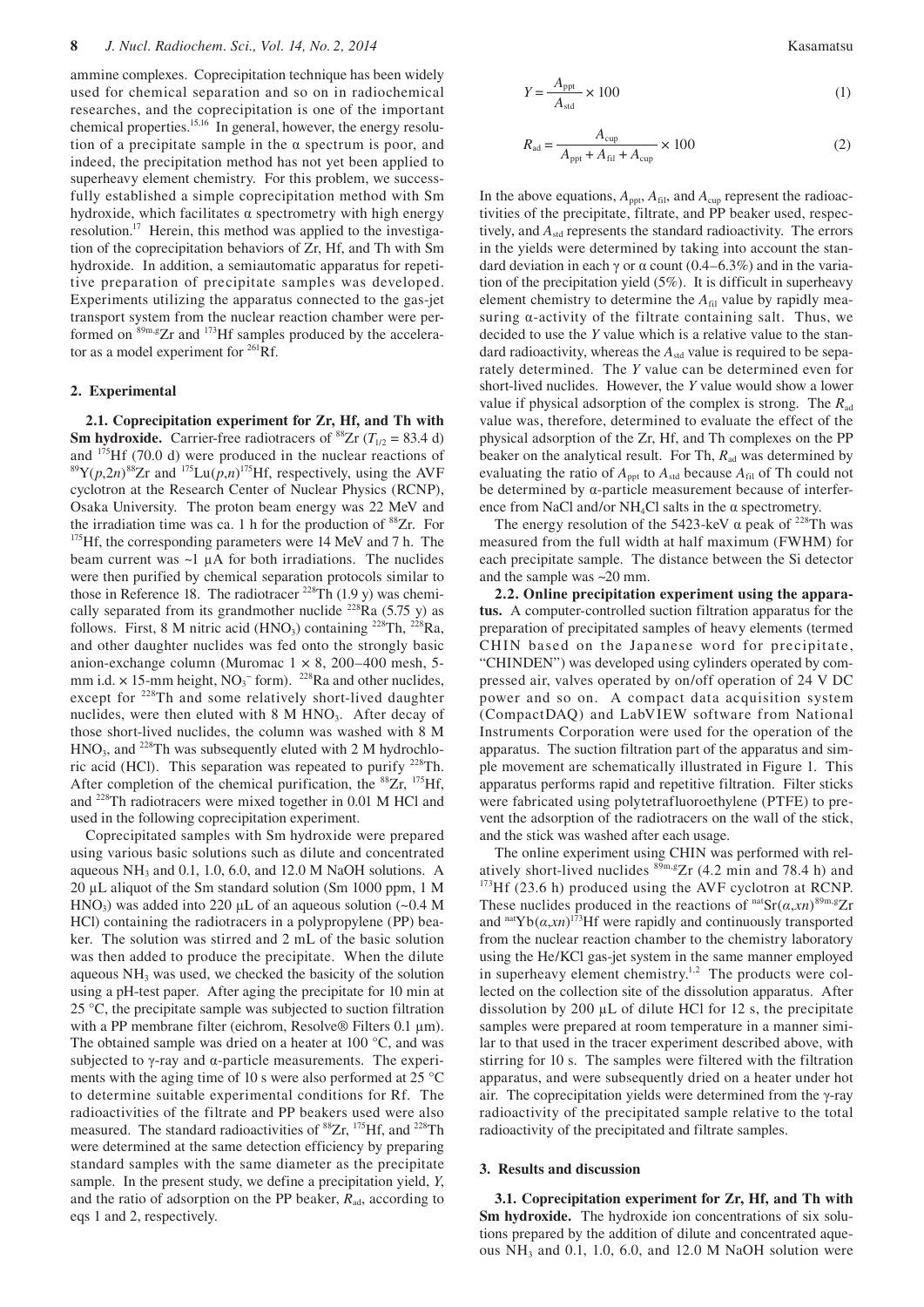ammine complexes. Coprecipitation technique has been widely used for chemical separation and so on in radiochemical researches, and the coprecipitation is one of the important chemical properties.[15,16] In general, however, the energy resolution of a precipitate sample in the α spectrum is poor, and indeed, the precipitation method has not yet been applied to superheavy element chemistry. For this problem, we successfully established a simple coprecipitation method with Sm hydroxide, which facilitates α spectrometry with high energy resolution.[17] Herein, this method was applied to the investigation of the coprecipitation behaviors of Zr, Hf, and Th with Sm hydroxide. In addition, a semiautomatic apparatus for repetitive preparation of precipitate samples was developed. Experiments utilizing the apparatus connected to the gas-jet transport system from the nuclear reaction chamber were performed on $^{89m,g}$Zr and $^{173}$Hf samples produced by the accelerator as a model experiment for $^{261}$Rf.

## 2. Experimental

**2.1. Coprecipitation experiment for Zr, Hf, and Th with Sm hydroxide.** Carrier-free radiotracers of $^{88}$Zr ($T_{1/2}$ = 83.4 d) and $^{175}$Hf (70.0 d) were produced in the nuclear reactions of $^{89}$Y($p$,2$n$)$^{88}$Zr and $^{175}$Lu($p$,$n$)$^{175}$Hf, respectively, using the AVF cyclotron at the Research Center of Nuclear Physics (RCNP), Osaka University. The proton beam energy was 22 MeV and the irradiation time was ca. 1 h for the production of $^{88}$Zr. For $^{175}$Hf, the corresponding parameters were 14 MeV and 7 h. The beam current was ~1 μA for both irradiations. The nuclides were then purified by chemical separation protocols similar to those in Reference 18. The radiotracer $^{228}$Th (1.9 y) was chemically separated from its grandmother nuclide $^{228}$Ra (5.75 y) as follows. First, 8 M nitric acid ($HNO_3$) containing $^{228}$Th, $^{228}$Ra, and other daughter nuclides was fed onto the strongly basic anion-exchange column (Muromac 1 × 8, 200–400 mesh, 5-mm i.d. × 15-mm height, $NO_3^-$ form). $^{228}$Ra and other nuclides, except for $^{228}$Th and some relatively short-lived daughter nuclides, were then eluted with 8 M $HNO_3$. After decay of those short-lived nuclides, the column was washed with 8 M $HNO_3$, and $^{228}$Th was subsequently eluted with 2 M hydrochloric acid (HCl). This separation was repeated to purify $^{228}$Th. After completion of the chemical purification, the $^{88}$Zr, $^{175}$Hf, and $^{228}$Th radiotracers were mixed together in 0.01 M HCl and used in the following coprecipitation experiment.

Coprecipitated samples with Sm hydroxide were prepared using various basic solutions such as dilute and concentrated aqueous $NH_3$ and 0.1, 1.0, 6.0, and 12.0 M NaOH solutions. A 20 μL aliquot of the Sm standard solution (Sm 1000 ppm, 1 M $HNO_3$) was added into 220 μL of an aqueous solution (~0.4 M HCl) containing the radiotracers in a polypropylene (PP) beaker. The solution was stirred and 2 mL of the basic solution was then added to produce the precipitate. When the dilute aqueous $NH_3$ was used, we checked the basicity of the solution using a pH-test paper. After aging the precipitate for 10 min at 25 °C, the precipitate sample was subjected to suction filtration with a PP membrane filter (eichrom, Resolve® Filters 0.1 μm). The obtained sample was dried on a heater at 100 °C, and was subjected to γ-ray and α-particle measurements. The experiments with the aging time of 10 s were also performed at 25 °C to determine suitable experimental conditions for Rf. The radioactivities of the filtrate and PP beakers used were also measured. The standard radioactivities of $^{88}$Zr, $^{175}$Hf, and $^{228}$Th were determined at the same detection efficiency by preparing standard samples with the same diameter as the precipitate sample. In the present study, we define a precipitation yield, $Y$, and the ratio of adsorption on the PP beaker, $R_{ad}$, according to eqs 1 and 2, respectively.

$$Y = \frac{A_{ppt}}{A_{std}} \times 100 \tag{1}$$

$$R_{ad} = \frac{A_{cup}}{A_{ppt} + A_{fil} + A_{cup}} \times 100 \tag{2}$$

In the above equations, $A_{ppt}$, $A_{fil}$, and $A_{cup}$ represent the radioactivities of the precipitate, filtrate, and PP beaker used, respectively, and $A_{std}$ represents the standard radioactivity. The errors in the yields were determined by taking into account the standard deviation in each γ or α count (0.4–6.3%) and in the variation of the precipitation yield (5%). It is difficult in superheavy element chemistry to determine the $A_{fil}$ value by rapidly measuring α-activity of the filtrate containing salt. Thus, we decided to use the $Y$ value which is a relative value to the standard radioactivity, whereas the $A_{std}$ value is required to be separately determined. The $Y$ value can be determined even for short-lived nuclides. However, the $Y$ value would show a lower value if physical adsorption of the complex is strong. The $R_{ad}$ value was, therefore, determined to evaluate the effect of the physical adsorption of the Zr, Hf, and Th complexes on the PP beaker on the analytical result. For Th, $R_{ad}$ was determined by evaluating the ratio of $A_{ppt}$ to $A_{std}$ because $A_{fil}$ of Th could not be determined by α-particle measurement because of interference from NaCl and/or $NH_4Cl$ salts in the α spectrometry.

The energy resolution of the 5423-keV α peak of $^{228}$Th was measured from the full width at half maximum (FWHM) for each precipitate sample. The distance between the Si detector and the sample was ~20 mm.

**2.2. Online precipitation experiment using the apparatus.** A computer-controlled suction filtration apparatus for the preparation of precipitated samples of heavy elements (termed CHIN based on the Japanese word for precipitate, "CHINDEN") was developed using cylinders operated by compressed air, valves operated by on/off operation of 24 V DC power and so on. A compact data acquisition system (CompactDAQ) and LabVIEW software from National Instruments Corporation were used for the operation of the apparatus. The suction filtration part of the apparatus and simple movement are schematically illustrated in Figure 1. This apparatus performs rapid and repetitive filtration. Filter sticks were fabricated using polytetrafluoroethylene (PTFE) to prevent the adsorption of the radiotracers on the wall of the stick, and the stick was washed after each usage.

The online experiment using CHIN was performed with relatively short-lived nuclides $^{89m,g}$Zr (4.2 min and 78.4 h) and $^{173}$Hf (23.6 h) produced using the AVF cyclotron at RCNP. These nuclides produced in the reactions of $^{nat}$Sr($α$,$xn$)$^{89m,g}$Zr and $^{nat}$Yb($α$,$xn$)$^{173}$Hf were rapidly and continuously transported from the nuclear reaction chamber to the chemistry laboratory using the He/KCl gas-jet system in the same manner employed in superheavy element chemistry.[1,2] The products were collected on the collection site of the dissolution apparatus. After dissolution by 200 μL of dilute HCl for 12 s, the precipitate samples were prepared at room temperature in a manner similar to that used in the tracer experiment described above, with stirring for 10 s. The samples were filtered with the filtration apparatus, and were subsequently dried on a heater under hot air. The coprecipitation yields were determined from the γ-ray radioactivity of the precipitated sample relative to the total radioactivity of the precipitated and filtrate samples.

## 3. Results and discussion

**3.1. Coprecipitation experiment for Zr, Hf, and Th with Sm hydroxide.** The hydroxide ion concentrations of six solutions prepared by the addition of dilute and concentrated aqueous $NH_3$ and 0.1, 1.0, 6.0, and 12.0 M NaOH solution were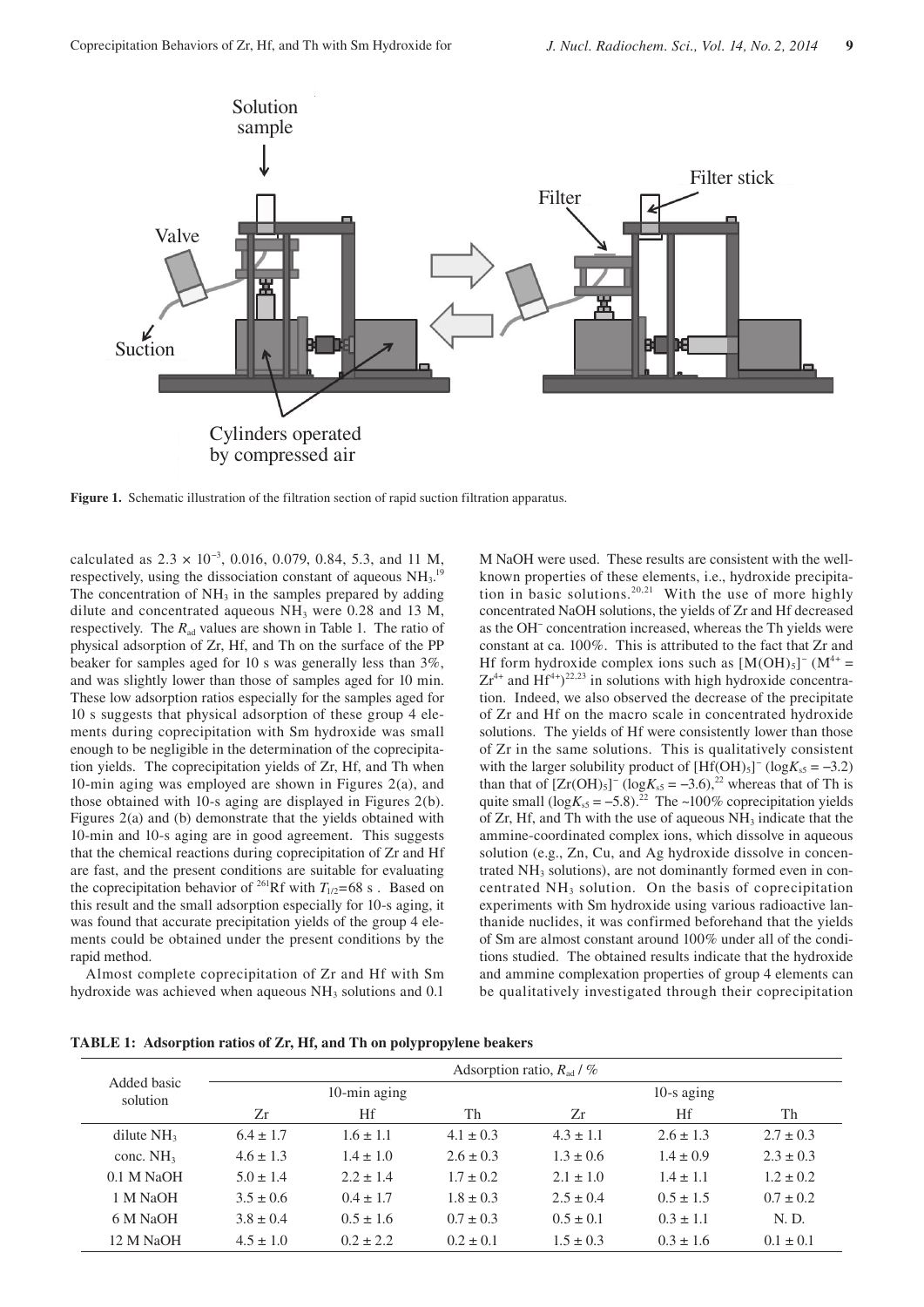Figure 1. Schematic illustration of the filtration section of rapid suction filtration apparatus.

calculated as $2.3 \times 10^{-3}$, 0.016, 0.079, 0.84, 5.3, and 11 M, respectively, using the dissociation constant of aqueous $NH_3$.[19] The concentration of $NH_3$ in the samples prepared by adding dilute and concentrated aqueous $NH_3$ were 0.28 and 13 M, respectively. The $R_{ad}$ values are shown in Table 1. The ratio of physical adsorption of Zr, Hf, and Th on the surface of the PP beaker for samples aged for 10 s was generally less than 3%, and was slightly lower than those of samples aged for 10 min. These low adsorption ratios especially for the samples aged for 10 s suggests that physical adsorption of these group 4 elements during coprecipitation with Sm hydroxide was small enough to be negligible in the determination of the coprecipitation yields. The coprecipitation yields of Zr, Hf, and Th when 10-min aging was employed are shown in Figures 2(a), and those obtained with 10-s aging are displayed in Figures 2(b). Figures 2(a) and (b) demonstrate that the yields obtained with 10-min and 10-s aging are in good agreement. This suggests that the chemical reactions during coprecipitation of Zr and Hf are fast, and the present conditions are suitable for evaluating the coprecipitation behavior of $^{261}$Rf with $T_{1/2}$=68 s . Based on this result and the small adsorption especially for 10-s aging, it was found that accurate precipitation yields of the group 4 elements could be obtained under the present conditions by the rapid method.

Almost complete coprecipitation of Zr and Hf with Sm hydroxide was achieved when aqueous $NH_3$ solutions and 0.1 M NaOH were used. These results are consistent with the well-known properties of these elements, i.e., hydroxide precipitation in basic solutions.[20,21] With the use of more highly concentrated NaOH solutions, the yields of Zr and Hf decreased as the $OH^-$ concentration increased, whereas the Th yields were constant at ca. 100%. This is attributed to the fact that Zr and Hf form hydroxide complex ions such as $[M(OH)_5]^-$ ($M^{4+}$ = $Zr^{4+}$ and $Hf^{4+}$)[22,23] in solutions with high hydroxide concentration. Indeed, we also observed the decrease of the precipitate of Zr and Hf on the macro scale in concentrated hydroxide solutions. The yields of Hf were consistently lower than those of Zr in the same solutions. This is qualitatively consistent with the larger solubility product of $[Hf(OH)_5]^-$ ($\log K_{s5} = -3.2$) than that of $[Zr(OH)_5]^-$ ($\log K_{s5} = -3.6$),[22] whereas that of Th is quite small ($\log K_{s5} = -5.8$).[22] The ~100% coprecipitation yields of Zr, Hf, and Th with the use of aqueous $NH_3$ indicate that the ammine-coordinated complex ions, which dissolve in aqueous solution (e.g., Zn, Cu, and Ag hydroxide dissolve in concentrated $NH_3$ solutions), are not dominantly formed even in concentrated $NH_3$ solution. On the basis of coprecipitation experiments with Sm hydroxide using various radioactive lanthanide nuclides, it was confirmed beforehand that the yields of Sm are almost constant around 100% under all of the conditions studied. The obtained results indicate that the hydroxide and ammine complexation properties of group 4 elements can be qualitatively investigated through their coprecipitation

**TABLE 1: Adsorption ratios of Zr, Hf, and Th on polypropylene beakers**

| Added basic solution | Adsorption ratio, $R_{ad}$ / % | | | | | |
|---|---|---|---|---|---|---|
| | 10-min aging | | | 10-s aging | | |
| | Zr | Hf | Th | Zr | Hf | Th |
| dilute $NH_3$ | 6.4 ± 1.7 | 1.6 ± 1.1 | 4.1 ± 0.3 | 4.3 ± 1.1 | 2.6 ± 1.3 | 2.7 ± 0.3 |
| conc. $NH_3$ | 4.6 ± 1.3 | 1.4 ± 1.0 | 2.6 ± 0.3 | 1.3 ± 0.6 | 1.4 ± 0.9 | 2.3 ± 0.3 |
| 0.1 M NaOH | 5.0 ± 1.4 | 2.2 ± 1.4 | 1.7 ± 0.2 | 2.1 ± 1.0 | 1.4 ± 1.1 | 1.2 ± 0.2 |
| 1 M NaOH | 3.5 ± 0.6 | 0.4 ± 1.7 | 1.8 ± 0.3 | 2.5 ± 0.4 | 0.5 ± 1.5 | 0.7 ± 0.2 |
| 6 M NaOH | 3.8 ± 0.4 | 0.5 ± 1.6 | 0.7 ± 0.3 | 0.5 ± 0.1 | 0.3 ± 1.1 | N. D. |
| 12 M NaOH | 4.5 ± 1.0 | 0.2 ± 2.2 | 0.2 ± 0.1 | 1.5 ± 0.3 | 0.3 ± 1.6 | 0.1 ± 0.1 |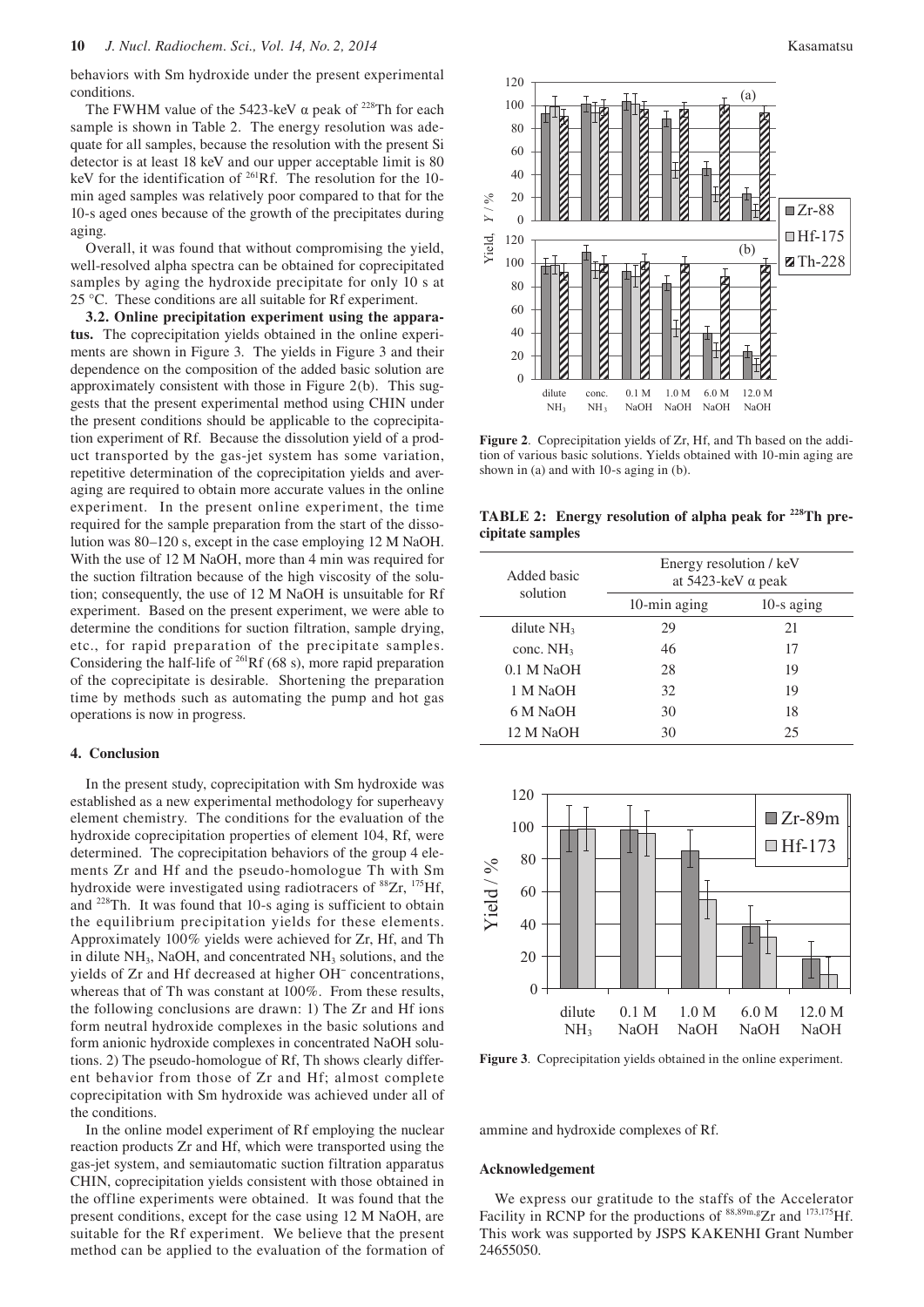behaviors with Sm hydroxide under the present experimental conditions.

The FWHM value of the 5423-keV α peak of $^{228}$Th for each sample is shown in Table 2. The energy resolution was adequate for all samples, because the resolution with the present Si detector is at least 18 keV and our upper acceptable limit is 80 keV for the identification of $^{261}$Rf. The resolution for the 10-min aged samples was relatively poor compared to that for the 10-s aged ones because of the growth of the precipitates during aging.

Overall, it was found that without compromising the yield, well-resolved alpha spectra can be obtained for coprecipitated samples by aging the hydroxide precipitate for only 10 s at 25 °C. These conditions are all suitable for Rf experiment.

**3.2. Online precipitation experiment using the apparatus.** The coprecipitation yields obtained in the online experiments are shown in Figure 3. The yields in Figure 3 and their dependence on the composition of the added basic solution are approximately consistent with those in Figure 2(b). This suggests that the present experimental method using CHIN under the present conditions should be applicable to the coprecipitation experiment of Rf. Because the dissolution yield of a product transported by the gas-jet system has some variation, repetitive determination of the coprecipitation yields and averaging are required to obtain more accurate values in the online experiment. In the present online experiment, the time required for the sample preparation from the start of the dissolution was 80–120 s, except in the case employing 12 M NaOH. With the use of 12 M NaOH, more than 4 min was required for the suction filtration because of the high viscosity of the solution; consequently, the use of 12 M NaOH is unsuitable for Rf experiment. Based on the present experiment, we were able to determine the conditions for suction filtration, sample drying, etc., for rapid preparation of the precipitate samples. Considering the half-life of $^{261}$Rf (68 s), more rapid preparation of the coprecipitate is desirable. Shortening the preparation time by methods such as automating the pump and hot gas operations is now in progress.

## 4. Conclusion

In the present study, coprecipitation with Sm hydroxide was established as a new experimental methodology for superheavy element chemistry. The conditions for the evaluation of the hydroxide coprecipitation properties of element 104, Rf, were determined. The coprecipitation behaviors of the group 4 elements Zr and Hf and the pseudo-homologue Th with Sm hydroxide were investigated using radiotracers of $^{88}$Zr, $^{175}$Hf, and $^{228}$Th. It was found that 10-s aging is sufficient to obtain the equilibrium precipitation yields for these elements. Approximately 100% yields were achieved for Zr, Hf, and Th in dilute $NH_3$, NaOH, and concentrated $NH_3$ solutions, and the yields of Zr and Hf decreased at higher $OH^-$ concentrations, whereas that of Th was constant at 100%. From these results, the following conclusions are drawn: 1) The Zr and Hf ions form neutral hydroxide complexes in the basic solutions and form anionic hydroxide complexes in concentrated NaOH solutions. 2) The pseudo-homologue of Rf, Th shows clearly different behavior from those of Zr and Hf; almost complete coprecipitation with Sm hydroxide was achieved under all of the conditions.

In the online model experiment of Rf employing the nuclear reaction products Zr and Hf, which were transported using the gas-jet system, and semiautomatic suction filtration apparatus CHIN, coprecipitation yields consistent with those obtained in the offline experiments were obtained. It was found that the present conditions, except for the case using 12 M NaOH, are suitable for the Rf experiment. We believe that the present method can be applied to the evaluation of the formation of ammine and hydroxide complexes of Rf.

**Figure 2**. Coprecipitation yields of Zr, Hf, and Th based on the addition of various basic solutions. Yields obtained with 10-min aging are shown in (a) and with 10-s aging in (b).

**TABLE 2: Energy resolution of alpha peak for $^{228}$Th precipitate samples**

| Added basic solution | Energy resolution / keV at 5423-keV α peak | |
|---|---|---|
| | 10-min aging | 10-s aging |
| dilute $NH_3$ | 29 | 21 |
| conc. $NH_3$ | 46 | 17 |
| 0.1 M NaOH | 28 | 19 |
| 1 M NaOH | 32 | 19 |
| 6 M NaOH | 30 | 18 |
| 12 M NaOH | 30 | 25 |

**Figure 3**. Coprecipitation yields obtained in the online experiment.

### Acknowledgement

We express our gratitude to the staffs of the Accelerator Facility in RCNP for the productions of $^{88,89m,g}$Zr and $^{173,175}$Hf. This work was supported by JSPS KAKENHI Grant Number 24655050.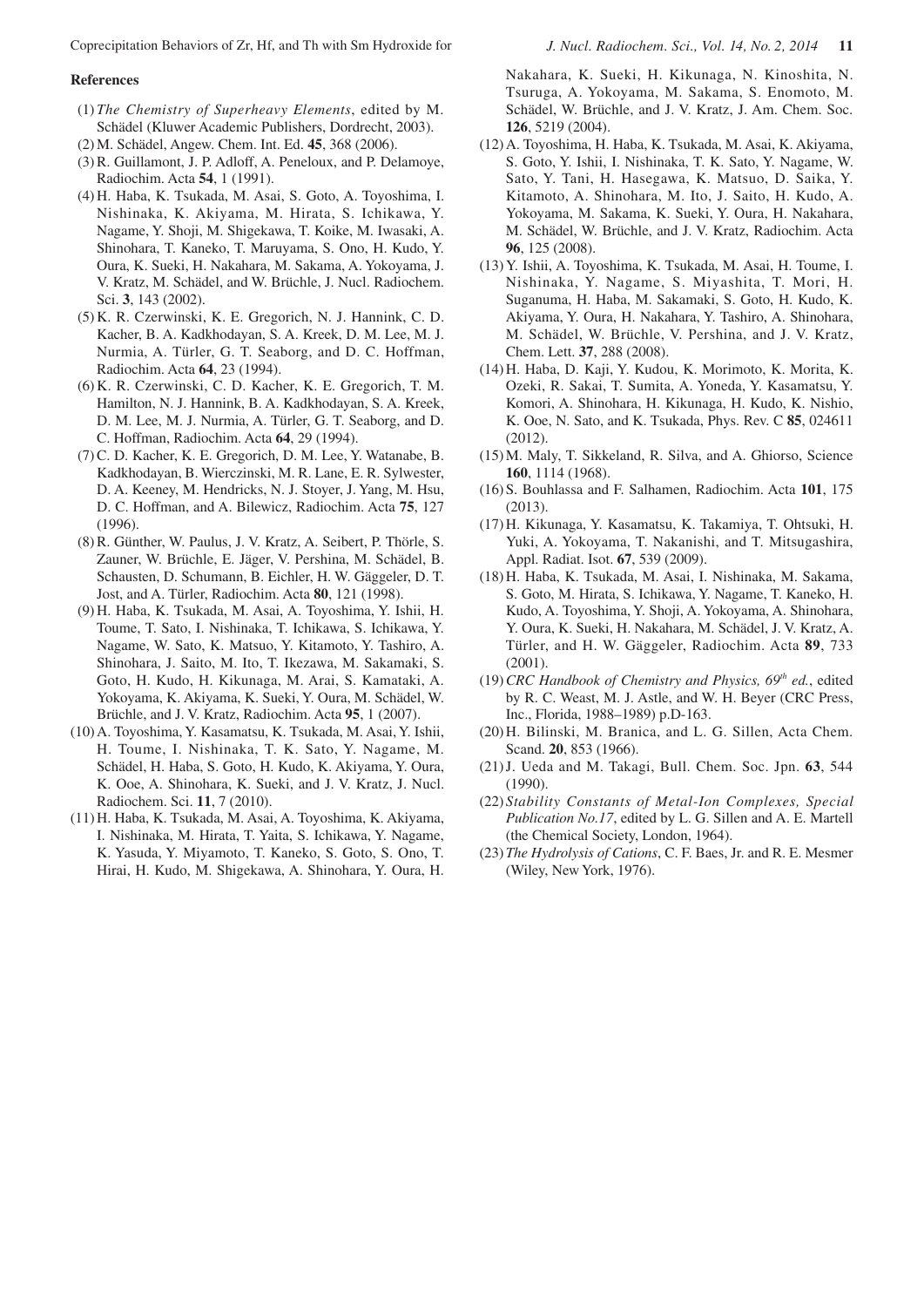### References

(1) *The Chemistry of Superheavy Elements*, edited by M. Schädel (Kluwer Academic Publishers, Dordrecht, 2003).

(2) M. Schädel, Angew. Chem. Int. Ed. **45**, 368 (2006).

(3) R. Guillamont, J. P. Adloff, A. Peneloux, and P. Delamoye, Radiochim. Acta **54**, 1 (1991).

(4) H. Haba, K. Tsukada, M. Asai, S. Goto, A. Toyoshima, I. Nishinaka, K. Akiyama, M. Hirata, S. Ichikawa, Y. Nagame, Y. Shoji, M. Shigekawa, T. Koike, M. Iwasaki, A. Shinohara, T. Kaneko, T. Maruyama, S. Ono, H. Kudo, Y. Oura, K. Sueki, H. Nakahara, M. Sakama, A. Yokoyama, J. V. Kratz, M. Schädel, and W. Brüchle, J. Nucl. Radiochem. Sci. **3**, 143 (2002).

(5) K. R. Czerwinski, K. E. Gregorich, N. J. Hannink, C. D. Kacher, B. A. Kadkhodayan, S. A. Kreek, D. M. Lee, M. J. Nurmia, A. Türler, G. T. Seaborg, and D. C. Hoffman, Radiochim. Acta **64**, 23 (1994).

(6) K. R. Czerwinski, C. D. Kacher, K. E. Gregorich, T. M. Hamilton, N. J. Hannink, B. A. Kadkhodayan, S. A. Kreek, D. M. Lee, M. J. Nurmia, A. Türler, G. T. Seaborg, and D. C. Hoffman, Radiochim. Acta **64**, 29 (1994).

(7) C. D. Kacher, K. E. Gregorich, D. M. Lee, Y. Watanabe, B. Kadkhodayan, B. Wierczinski, M. R. Lane, E. R. Sylwester, D. A. Keeney, M. Hendricks, N. J. Stoyer, J. Yang, M. Hsu, D. C. Hoffman, and A. Bilewicz, Radiochim. Acta **75**, 127 (1996).

(8) R. Günther, W. Paulus, J. V. Kratz, A. Seibert, P. Thörle, S. Zauner, W. Brüchle, E. Jäger, V. Pershina, M. Schädel, B. Schausten, D. Schumann, B. Eichler, H. W. Gäggeler, D. T. Jost, and A. Türler, Radiochim. Acta **80**, 121 (1998).

(9) H. Haba, K. Tsukada, M. Asai, A. Toyoshima, Y. Ishii, H. Toume, T. Sato, I. Nishinaka, T. Ichikawa, S. Ichikawa, Y. Nagame, W. Sato, K. Matsuo, Y. Kitamoto, Y. Tashiro, A. Shinohara, J. Saito, M. Ito, T. Ikezawa, M. Sakamaki, S. Goto, H. Kudo, H. Kikunaga, M. Arai, S. Kamataki, A. Yokoyama, K. Akiyama, K. Sueki, Y. Oura, M. Schädel, W. Brüchle, and J. V. Kratz, Radiochim. Acta **95**, 1 (2007).

(10) A. Toyoshima, Y. Kasamatsu, K. Tsukada, M. Asai, Y. Ishii, H. Toume, I. Nishinaka, T. K. Sato, Y. Nagame, M. Schädel, H. Haba, S. Goto, H. Kudo, K. Akiyama, Y. Oura, K. Ooe, A. Shinohara, K. Sueki, and J. V. Kratz, J. Nucl. Radiochem. Sci. **11**, 7 (2010).

(11) H. Haba, K. Tsukada, M. Asai, A. Toyoshima, K. Akiyama, I. Nishinaka, M. Hirata, T. Yaita, S. Ichikawa, Y. Nagame, K. Yasuda, Y. Miyamoto, T. Kaneko, S. Goto, S. Ono, T. Hirai, H. Kudo, M. Shigekawa, A. Shinohara, Y. Oura, H. Nakahara, K. Sueki, H. Kikunaga, N. Kinoshita, N. Tsuruga, A. Yokoyama, M. Sakama, S. Enomoto, M. Schädel, W. Brüchle, and J. V. Kratz, J. Am. Chem. Soc. **126**, 5219 (2004).

(12) A. Toyoshima, H. Haba, K. Tsukada, M. Asai, K. Akiyama, S. Goto, Y. Ishii, I. Nishinaka, T. K. Sato, Y. Nagame, W. Sato, Y. Tani, H. Hasegawa, K. Matsuo, D. Saika, Y. Kitamoto, A. Shinohara, M. Ito, J. Saito, H. Kudo, A. Yokoyama, M. Sakama, K. Sueki, Y. Oura, H. Nakahara, M. Schädel, W. Brüchle, and J. V. Kratz, Radiochim. Acta **96**, 125 (2008).

(13) Y. Ishii, A. Toyoshima, K. Tsukada, M. Asai, H. Toume, I. Nishinaka, Y. Nagame, S. Miyashita, T. Mori, H. Suganuma, H. Haba, M. Sakamaki, S. Goto, H. Kudo, K. Akiyama, Y. Oura, H. Nakahara, Y. Tashiro, A. Shinohara, M. Schädel, W. Brüchle, V. Pershina, and J. V. Kratz, Chem. Lett. **37**, 288 (2008).

(14) H. Haba, D. Kaji, Y. Kudou, K. Morimoto, K. Morita, K. Ozeki, R. Sakai, T. Sumita, A. Yoneda, Y. Kasamatsu, Y. Komori, A. Shinohara, H. Kikunaga, H. Kudo, K. Nishio, K. Ooe, N. Sato, and K. Tsukada, Phys. Rev. C **85**, 024611 (2012).

(15) M. Maly, T. Sikkeland, R. Silva, and A. Ghiorso, Science **160**, 1114 (1968).

(16) S. Bouhlassa and F. Salhamen, Radiochim. Acta **101**, 175 (2013).

(17) H. Kikunaga, Y. Kasamatsu, K. Takamiya, T. Ohtsuki, H. Yuki, A. Yokoyama, T. Nakanishi, and T. Mitsugashira, Appl. Radiat. Isot. **67**, 539 (2009).

(18) H. Haba, K. Tsukada, M. Asai, I. Nishinaka, M. Sakama, S. Goto, M. Hirata, S. Ichikawa, Y. Nagame, T. Kaneko, H. Kudo, A. Toyoshima, Y. Shoji, A. Yokoyama, A. Shinohara, Y. Oura, K. Sueki, H. Nakahara, M. Schädel, J. V. Kratz, A. Türler, and H. W. Gäggeler, Radiochim. Acta **89**, 733 (2001).

(19) *CRC Handbook of Chemistry and Physics, 69th ed.*, edited by R. C. Weast, M. J. Astle, and W. H. Beyer (CRC Press, Inc., Florida, 1988–1989) p.D-163.

(20) H. Bilinski, M. Branica, and L. G. Sillen, Acta Chem. Scand. **20**, 853 (1966).

(21) J. Ueda and M. Takagi, Bull. Chem. Soc. Jpn. **63**, 544 (1990).

(22) *Stability Constants of Metal-Ion Complexes, Special Publication No.17*, edited by L. G. Sillen and A. E. Martell (the Chemical Society, London, 1964).

(23) *The Hydrolysis of Cations*, C. F. Baes, Jr. and R. E. Mesmer (Wiley, New York, 1976).